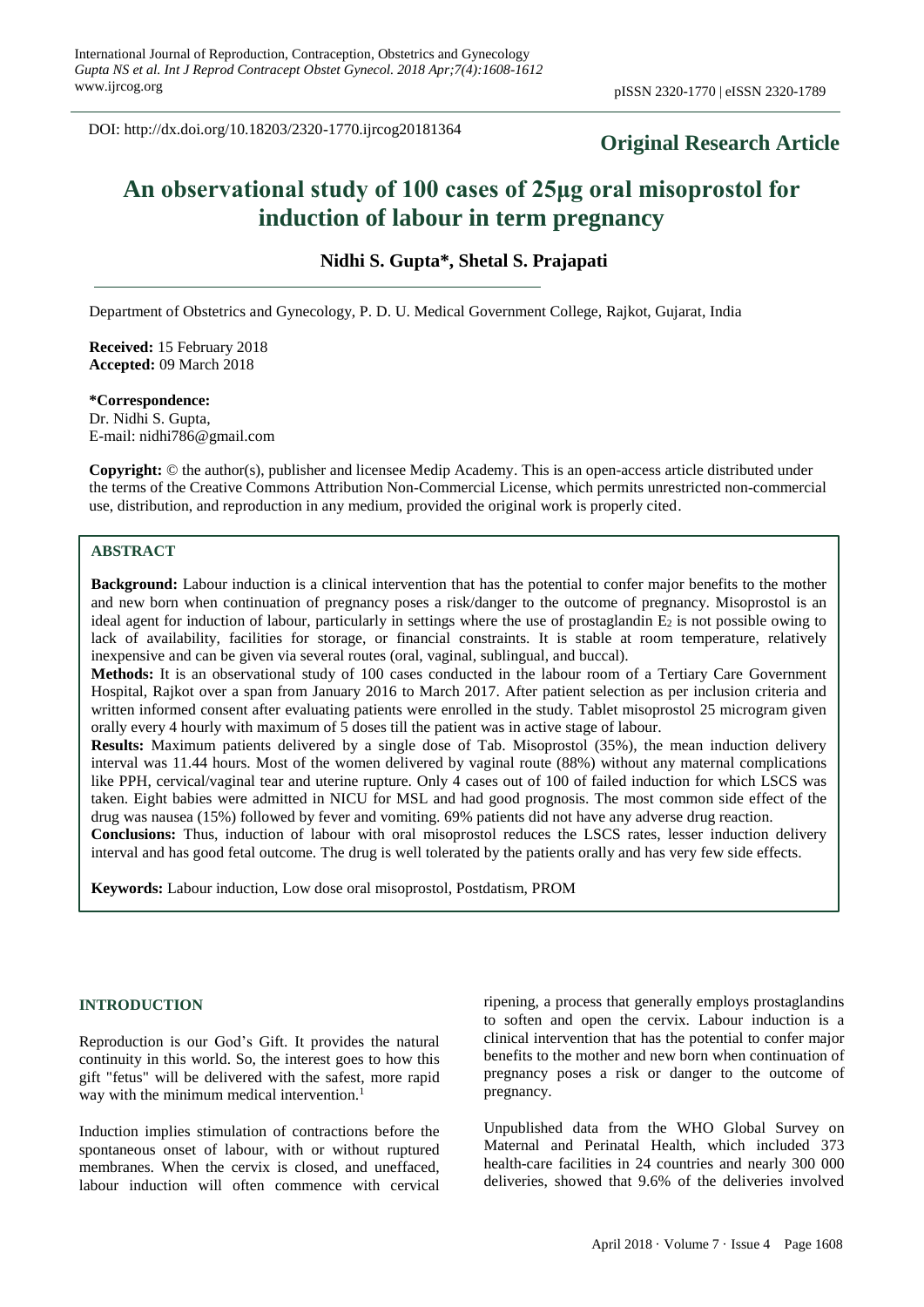DOI: http://dx.doi.org/10.18203/2320-1770.ijrcog20181364

**Original Research Article**

# An observational study of 100 cases of 25µg oral misoprostol for induction of labour in term pregnancy

**Nidhi S. Gupta\*, Shetal S. Prajapati**

Department of Obstetrics and Gynecology, P. D. U. Medical Government College, Rajkot, Gujarat, India

**Received:** 15 February 2018
**Accepted:** 09 March 2018

**\*Correspondence:**
Dr. Nidhi S. Gupta,
E-mail: nidhi786@gmail.com

**Copyright:** © the author(s), publisher and licensee Medip Academy. This is an open-access article distributed under the terms of the Creative Commons Attribution Non-Commercial License, which permits unrestricted non-commercial use, distribution, and reproduction in any medium, provided the original work is properly cited.

## ABSTRACT

**Background:** Labour induction is a clinical intervention that has the potential to confer major benefits to the mother and new born when continuation of pregnancy poses a risk/danger to the outcome of pregnancy. Misoprostol is an ideal agent for induction of labour, particularly in settings where the use of prostaglandin $E_2$ is not possible owing to lack of availability, facilities for storage, or financial constraints. It is stable at room temperature, relatively inexpensive and can be given via several routes (oral, vaginal, sublingual, and buccal).

**Methods:** It is an observational study of 100 cases conducted in the labour room of a Tertiary Care Government Hospital, Rajkot over a span from January 2016 to March 2017. After patient selection as per inclusion criteria and written informed consent after evaluating patients were enrolled in the study. Tablet misoprostol 25 microgram given orally every 4 hourly with maximum of 5 doses till the patient was in active stage of labour.

**Results:** Maximum patients delivered by a single dose of Tab. Misoprostol (35%), the mean induction delivery interval was 11.44 hours. Most of the women delivered by vaginal route (88%) without any maternal complications like PPH, cervical/vaginal tear and uterine rupture. Only 4 cases out of 100 of failed induction for which LSCS was taken. Eight babies were admitted in NICU for MSL and had good prognosis. The most common side effect of the drug was nausea (15%) followed by fever and vomiting. 69% patients did not have any adverse drug reaction.

**Conclusions:** Thus, induction of labour with oral misoprostol reduces the LSCS rates, lesser induction delivery interval and has good fetal outcome. The drug is well tolerated by the patients orally and has very few side effects.

**Keywords:** Labour induction, Low dose oral misoprostol, Postdatism, PROM

## INTRODUCTION

Reproduction is our God's Gift. It provides the natural continuity in this world. So, the interest goes to how this gift "fetus" will be delivered with the safest, more rapid way with the minimum medical intervention.[1]

Induction implies stimulation of contractions before the spontaneous onset of labour, with or without ruptured membranes. When the cervix is closed, and uneffaced, labour induction will often commence with cervical ripening, a process that generally employs prostaglandins to soften and open the cervix. Labour induction is a clinical intervention that has the potential to confer major benefits to the mother and new born when continuation of pregnancy poses a risk or danger to the outcome of pregnancy.

Unpublished data from the WHO Global Survey on Maternal and Perinatal Health, which included 373 health-care facilities in 24 countries and nearly 300 000 deliveries, showed that 9.6% of the deliveries involved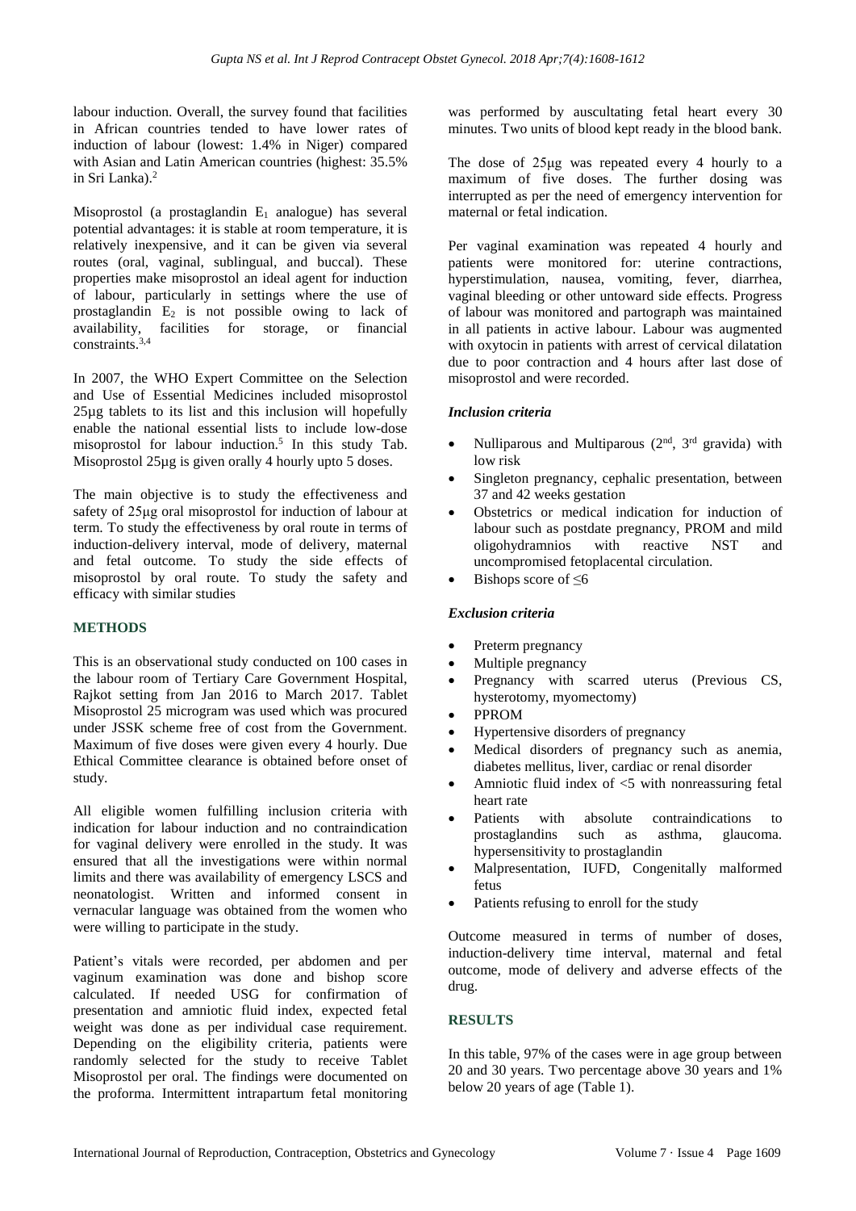labour induction. Overall, the survey found that facilities in African countries tended to have lower rates of induction of labour (lowest: 1.4% in Niger) compared with Asian and Latin American countries (highest: 35.5% in Sri Lanka).[2]

Misoprostol (a prostaglandin $E_1$ analogue) has several potential advantages: it is stable at room temperature, it is relatively inexpensive, and it can be given via several routes (oral, vaginal, sublingual, and buccal). These properties make misoprostol an ideal agent for induction of labour, particularly in settings where the use of prostaglandin $E_2$ is not possible owing to lack of availability, facilities for storage, or financial constraints.[3,4]

In 2007, the WHO Expert Committee on the Selection and Use of Essential Medicines included misoprostol 25µg tablets to its list and this inclusion will hopefully enable the national essential lists to include low-dose misoprostol for labour induction.[5] In this study Tab. Misoprostol 25µg is given orally 4 hourly upto 5 doses.

The main objective is to study the effectiveness and safety of 25µg oral misoprostol for induction of labour at term. To study the effectiveness by oral route in terms of induction-delivery interval, mode of delivery, maternal and fetal outcome. To study the side effects of misoprostol by oral route. To study the safety and efficacy with similar studies

## METHODS

This is an observational study conducted on 100 cases in the labour room of Tertiary Care Government Hospital, Rajkot setting from Jan 2016 to March 2017. Tablet Misoprostol 25 microgram was used which was procured under JSSK scheme free of cost from the Government. Maximum of five doses were given every 4 hourly. Due Ethical Committee clearance is obtained before onset of study.

All eligible women fulfilling inclusion criteria with indication for labour induction and no contraindication for vaginal delivery were enrolled in the study. It was ensured that all the investigations were within normal limits and there was availability of emergency LSCS and neonatologist. Written and informed consent in vernacular language was obtained from the women who were willing to participate in the study.

Patient's vitals were recorded, per abdomen and per vaginum examination was done and bishop score calculated. If needed USG for confirmation of presentation and amniotic fluid index, expected fetal weight was done as per individual case requirement. Depending on the eligibility criteria, patients were randomly selected for the study to receive Tablet Misoprostol per oral. The findings were documented on the proforma. Intermittent intrapartum fetal monitoring was performed by auscultating fetal heart every 30 minutes. Two units of blood kept ready in the blood bank.

The dose of 25µg was repeated every 4 hourly to a maximum of five doses. The further dosing was interrupted as per the need of emergency intervention for maternal or fetal indication.

Per vaginal examination was repeated 4 hourly and patients were monitored for: uterine contractions, hyperstimulation, nausea, vomiting, fever, diarrhea, vaginal bleeding or other untoward side effects. Progress of labour was monitored and partograph was maintained in all patients in active labour. Labour was augmented with oxytocin in patients with arrest of cervical dilatation due to poor contraction and 4 hours after last dose of misoprostol and were recorded.

### *Inclusion criteria*

- Nulliparous and Multiparous ($2^{nd}$, $3^{rd}$ gravida) with low risk
- Singleton pregnancy, cephalic presentation, between 37 and 42 weeks gestation
- Obstetrics or medical indication for induction of labour such as postdate pregnancy, PROM and mild oligohydramnios with reactive NST and uncompromised fetoplacental circulation.
- Bishops score of ≤6

### *Exclusion criteria*

- Preterm pregnancy
- Multiple pregnancy
- Pregnancy with scarred uterus (Previous CS, hysterotomy, myomectomy)
- PPROM
- Hypertensive disorders of pregnancy
- Medical disorders of pregnancy such as anemia, diabetes mellitus, liver, cardiac or renal disorder
- Amniotic fluid index of <5 with nonreassuring fetal heart rate
- Patients with absolute contraindications to prostaglandins such as asthma, glaucoma. hypersensitivity to prostaglandin
- Malpresentation, IUFD, Congenitally malformed fetus
- Patients refusing to enroll for the study

Outcome measured in terms of number of doses, induction-delivery time interval, maternal and fetal outcome, mode of delivery and adverse effects of the drug.

## RESULTS

In this table, 97% of the cases were in age group between 20 and 30 years. Two percentage above 30 years and 1% below 20 years of age (Table 1).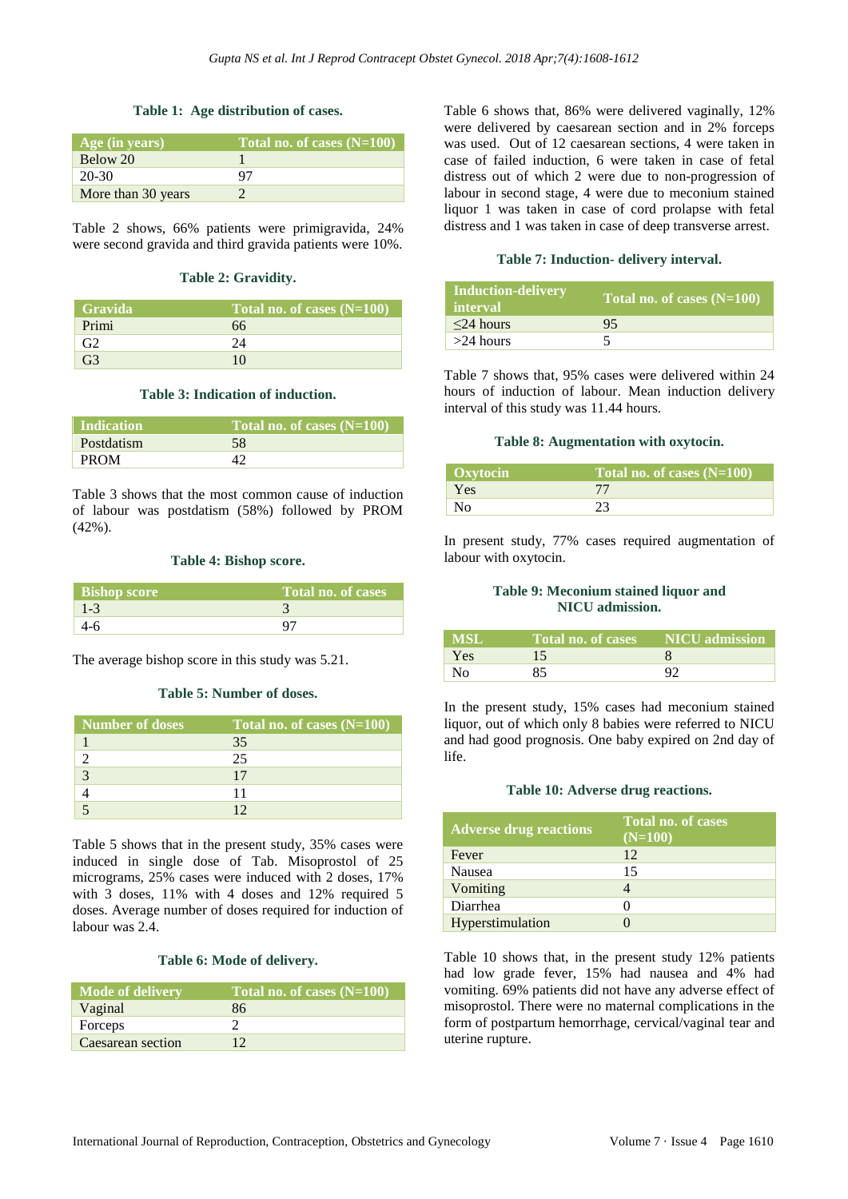**Table 1: Age distribution of cases.**

| Age (in years) | Total no. of cases (N=100) |
| --- | --- |
| Below 20 | 1 |
| 20-30 | 97 |
| More than 30 years | 2 |

Table 2 shows, 66% patients were primigravida, 24% were second gravida and third gravida patients were 10%.

**Table 2: Gravidity.**

| Gravida | Total no. of cases (N=100) |
| --- | --- |
| Primi | 66 |
| G2 | 24 |
| G3 | 10 |

**Table 3: Indication of induction.**

| Indication | Total no. of cases (N=100) |
| --- | --- |
| Postdatism | 58 |
| PROM | 42 |

Table 3 shows that the most common cause of induction of labour was postdatism (58%) followed by PROM (42%).

**Table 4: Bishop score.**

| Bishop score | Total no. of cases |
| --- | --- |
| 1-3 | 3 |
| 4-6 | 97 |

The average bishop score in this study was 5.21.

**Table 5: Number of doses.**

| Number of doses | Total no. of cases (N=100) |
| --- | --- |
| 1 | 35 |
| 2 | 25 |
| 3 | 17 |
| 4 | 11 |
| 5 | 12 |

Table 5 shows that in the present study, 35% cases were induced in single dose of Tab. Misoprostol of 25 micrograms, 25% cases were induced with 2 doses, 17% with 3 doses, 11% with 4 doses and 12% required 5 doses. Average number of doses required for induction of labour was 2.4.

**Table 6: Mode of delivery.**

| Mode of delivery | Total no. of cases (N=100) |
| --- | --- |
| Vaginal | 86 |
| Forceps | 2 |
| Caesarean section | 12 |

Table 6 shows that, 86% were delivered vaginally, 12% were delivered by caesarean section and in 2% forceps was used. Out of 12 caesarean sections, 4 were taken in case of failed induction, 6 were taken in case of fetal distress out of which 2 were due to non-progression of labour in second stage, 4 were due to meconium stained liquor 1 was taken in case of cord prolapse with fetal distress and 1 was taken in case of deep transverse arrest.

**Table 7: Induction- delivery interval.**

| Induction-delivery interval | Total no. of cases (N=100) |
| --- | --- |
| ≤24 hours | 95 |
| >24 hours | 5 |

Table 7 shows that, 95% cases were delivered within 24 hours of induction of labour. Mean induction delivery interval of this study was 11.44 hours.

**Table 8: Augmentation with oxytocin.**

| Oxytocin | Total no. of cases (N=100) |
| --- | --- |
| Yes | 77 |
| No | 23 |

In present study, 77% cases required augmentation of labour with oxytocin.

**Table 9: Meconium stained liquor and NICU admission.**

| MSL | Total no. of cases | NICU admission |
| --- | --- | --- |
| Yes | 15 | 8 |
| No | 85 | 92 |

In the present study, 15% cases had meconium stained liquor, out of which only 8 babies were referred to NICU and had good prognosis. One baby expired on 2nd day of life.

**Table 10: Adverse drug reactions.**

| Adverse drug reactions | Total no. of cases (N=100) |
| --- | --- |
| Fever | 12 |
| Nausea | 15 |
| Vomiting | 4 |
| Diarrhea | 0 |
| Hyperstimulation | 0 |

Table 10 shows that, in the present study 12% patients had low grade fever, 15% had nausea and 4% had vomiting. 69% patients did not have any adverse effect of misoprostol. There were no maternal complications in the form of postpartum hemorrhage, cervical/vaginal tear and uterine rupture.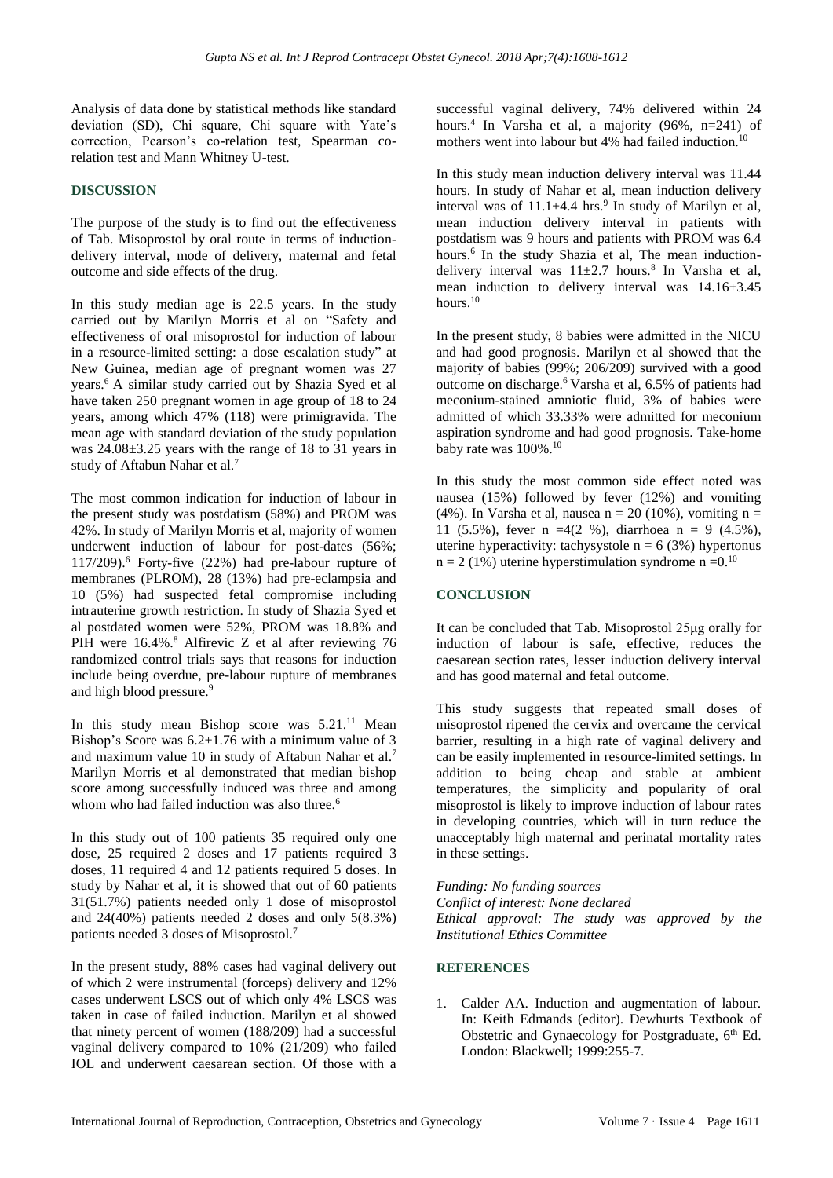Analysis of data done by statistical methods like standard deviation (SD), Chi square, Chi square with Yate's correction, Pearson's co-relation test, Spearman co-relation test and Mann Whitney U-test.

## DISCUSSION

The purpose of the study is to find out the effectiveness of Tab. Misoprostol by oral route in terms of induction-delivery interval, mode of delivery, maternal and fetal outcome and side effects of the drug.

In this study median age is 22.5 years. In the study carried out by Marilyn Morris et al on "Safety and effectiveness of oral misoprostol for induction of labour in a resource-limited setting: a dose escalation study" at New Guinea, median age of pregnant women was 27 years.[6] A similar study carried out by Shazia Syed et al have taken 250 pregnant women in age group of 18 to 24 years, among which 47% (118) were primigravida. The mean age with standard deviation of the study population was 24.08±3.25 years with the range of 18 to 31 years in study of Aftabun Nahar et al.[7]

The most common indication for induction of labour in the present study was postdatism (58%) and PROM was 42%. In study of Marilyn Morris et al, majority of women underwent induction of labour for post-dates (56%; 117/209).[6] Forty-five (22%) had pre-labour rupture of membranes (PLROM), 28 (13%) had pre-eclampsia and 10 (5%) had suspected fetal compromise including intrauterine growth restriction. In study of Shazia Syed et al postdated women were 52%, PROM was 18.8% and PIH were 16.4%.[8] Alfirevic Z et al after reviewing 76 randomized control trials says that reasons for induction include being overdue, pre-labour rupture of membranes and high blood pressure.[9]

In this study mean Bishop score was 5.21.[11] Mean Bishop's Score was 6.2±1.76 with a minimum value of 3 and maximum value 10 in study of Aftabun Nahar et al.[7] Marilyn Morris et al demonstrated that median bishop score among successfully induced was three and among whom who had failed induction was also three.[6]

In this study out of 100 patients 35 required only one dose, 25 required 2 doses and 17 patients required 3 doses, 11 required 4 and 12 patients required 5 doses. In study by Nahar et al, it is showed that out of 60 patients 31(51.7%) patients needed only 1 dose of misoprostol and 24(40%) patients needed 2 doses and only 5(8.3%) patients needed 3 doses of Misoprostol.[7]

In the present study, 88% cases had vaginal delivery out of which 2 were instrumental (forceps) delivery and 12% cases underwent LSCS out of which only 4% LSCS was taken in case of failed induction. Marilyn et al showed that ninety percent of women (188/209) had a successful vaginal delivery compared to 10% (21/209) who failed IOL and underwent caesarean section. Of those with a successful vaginal delivery, 74% delivered within 24 hours.[4] In Varsha et al, a majority (96%, n=241) of mothers went into labour but 4% had failed induction.[10]

In this study mean induction delivery interval was 11.44 hours. In study of Nahar et al, mean induction delivery interval was of 11.1±4.4 hrs.[9] In study of Marilyn et al, mean induction delivery interval in patients with postdatism was 9 hours and patients with PROM was 6.4 hours.[6] In the study Shazia et al, The mean induction-delivery interval was 11±2.7 hours.[8] In Varsha et al, mean induction to delivery interval was 14.16±3.45 hours.[10]

In the present study, 8 babies were admitted in the NICU and had good prognosis. Marilyn et al showed that the majority of babies (99%; 206/209) survived with a good outcome on discharge.[6] Varsha et al, 6.5% of patients had meconium-stained amniotic fluid, 3% of babies were admitted of which 33.33% were admitted for meconium aspiration syndrome and had good prognosis. Take-home baby rate was 100%.[10]

In this study the most common side effect noted was nausea (15%) followed by fever (12%) and vomiting (4%). In Varsha et al, nausea n = 20 (10%), vomiting n = 11 (5.5%), fever n =4(2 %), diarrhoea n = 9 (4.5%), uterine hyperactivity: tachysystole n = 6 (3%) hypertonus n = 2 (1%) uterine hyperstimulation syndrome n =0.[10]

## CONCLUSION

It can be concluded that Tab. Misoprostol 25μg orally for induction of labour is safe, effective, reduces the caesarean section rates, lesser induction delivery interval and has good maternal and fetal outcome.

This study suggests that repeated small doses of misoprostol ripened the cervix and overcame the cervical barrier, resulting in a high rate of vaginal delivery and can be easily implemented in resource-limited settings. In addition to being cheap and stable at ambient temperatures, the simplicity and popularity of oral misoprostol is likely to improve induction of labour rates in developing countries, which will in turn reduce the unacceptably high maternal and perinatal mortality rates in these settings.

*Funding: No funding sources*
*Conflict of interest: None declared*
*Ethical approval: The study was approved by the Institutional Ethics Committee*

## REFERENCES

1. Calder AA. Induction and augmentation of labour. In: Keith Edmands (editor). Dewhurts Textbook of Obstetric and Gynaecology for Postgraduate, 6th Ed. London: Blackwell; 1999:255-7.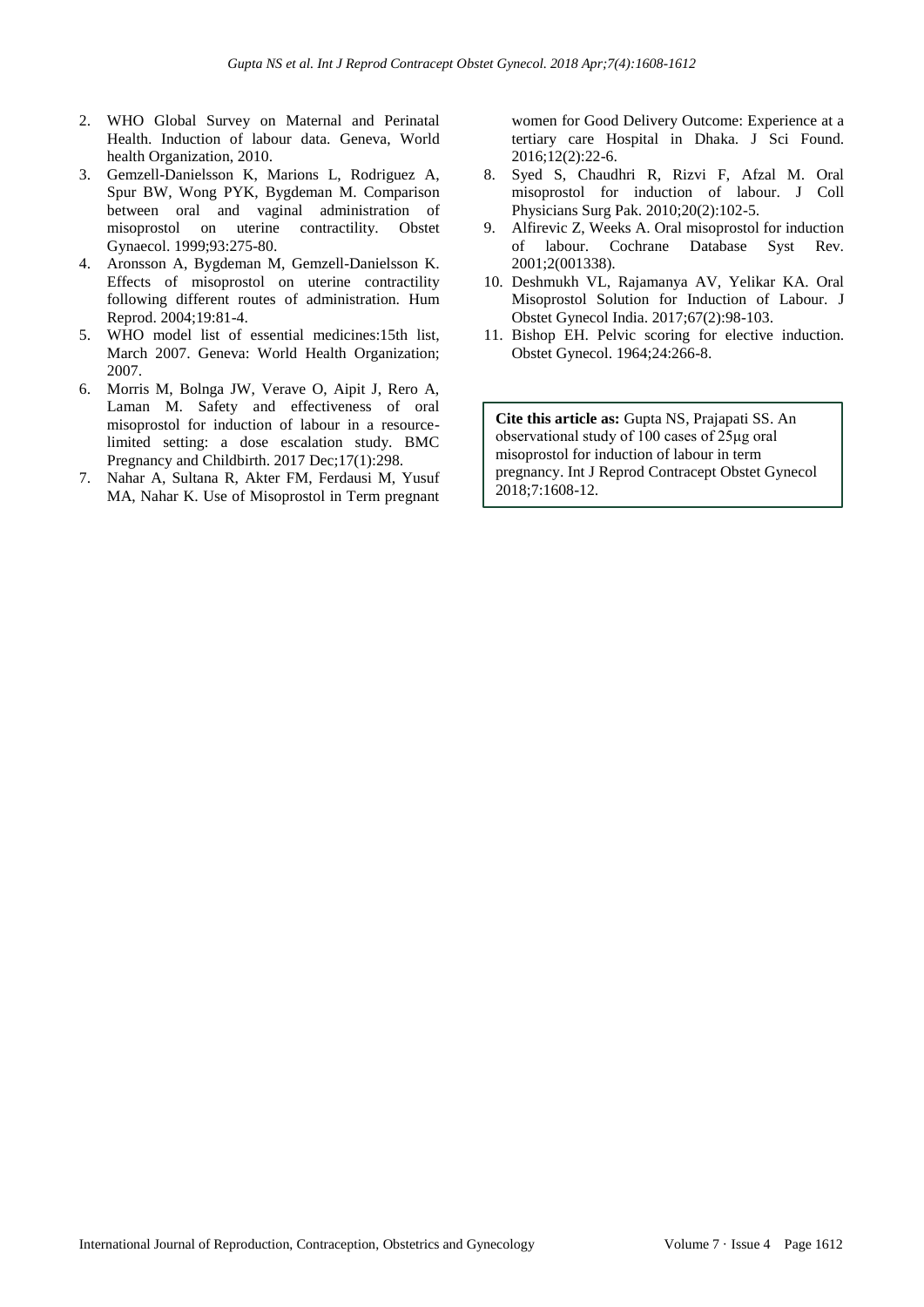2. WHO Global Survey on Maternal and Perinatal Health. Induction of labour data. Geneva, World health Organization, 2010.
3. Gemzell-Danielsson K, Marions L, Rodriguez A, Spur BW, Wong PYK, Bygdeman M. Comparison between oral and vaginal administration of misoprostol on uterine contractility. Obstet Gynaecol. 1999;93:275-80.
4. Aronsson A, Bygdeman M, Gemzell-Danielsson K. Effects of misoprostol on uterine contractility following different routes of administration. Hum Reprod. 2004;19:81-4.
5. WHO model list of essential medicines:15th list, March 2007. Geneva: World Health Organization; 2007.
6. Morris M, Bolnga JW, Verave O, Aipit J, Rero A, Laman M. Safety and effectiveness of oral misoprostol for induction of labour in a resource-limited setting: a dose escalation study. BMC Pregnancy and Childbirth. 2017 Dec;17(1):298.
7. Nahar A, Sultana R, Akter FM, Ferdausi M, Yusuf MA, Nahar K. Use of Misoprostol in Term pregnant women for Good Delivery Outcome: Experience at a tertiary care Hospital in Dhaka. J Sci Found. 2016;12(2):22-6.
8. Syed S, Chaudhri R, Rizvi F, Afzal M. Oral misoprostol for induction of labour. J Coll Physicians Surg Pak. 2010;20(2):102-5.
9. Alfirevic Z, Weeks A. Oral misoprostol for induction of labour. Cochrane Database Syst Rev. 2001;2(001338).
10. Deshmukh VL, Rajamanya AV, Yelikar KA. Oral Misoprostol Solution for Induction of Labour. J Obstet Gynecol India. 2017;67(2):98-103.
11. Bishop EH. Pelvic scoring for elective induction. Obstet Gynecol. 1964;24:266-8.

**Cite this article as:** Gupta NS, Prajapati SS. An observational study of 100 cases of 25μg oral misoprostol for induction of labour in term pregnancy. Int J Reprod Contracept Obstet Gynecol 2018;7:1608-12.